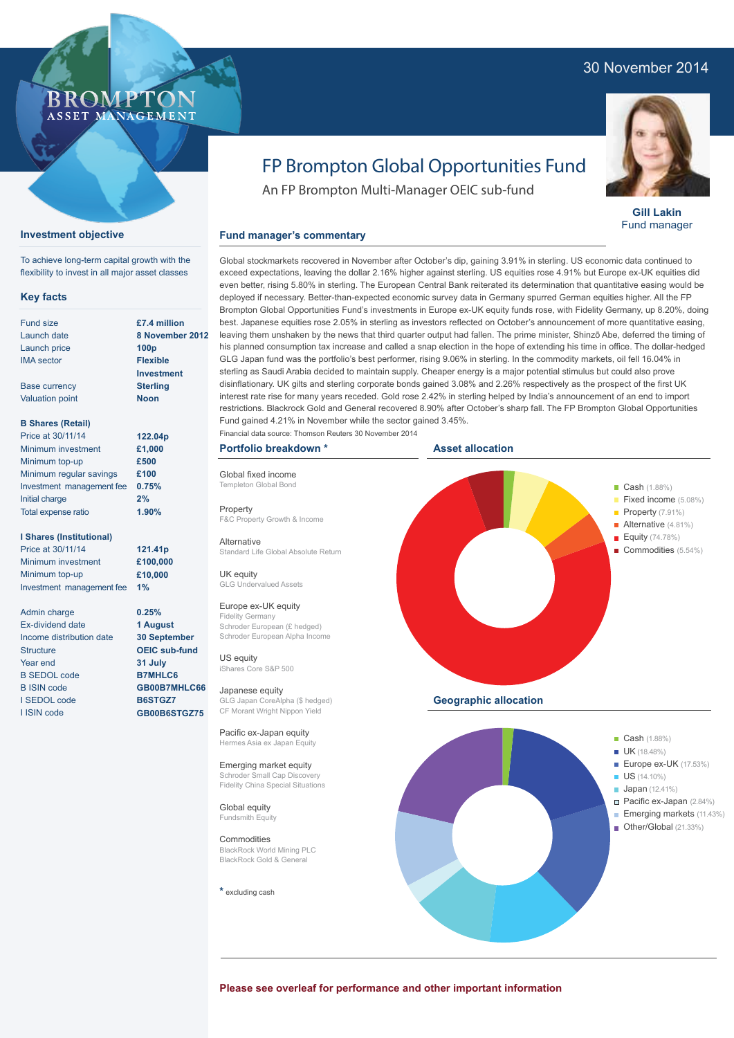30 November 2014

BROMPTON ASSET MANAGEMENT

# FP Brompton Global Opportunities Fund

An FP Brompton Multi-Manager OEIC sub-fund

**Gill Lakin**
Fund manager

## Investment objective

To achieve long-term capital growth with the flexibility to invest in all major asset classes

## Key facts

| | |
|---|---|
| Fund size | **£7.4 million** |
| Launch date | **8 November 2012** |
| Launch price | **100p** |
| IMA sector | **Flexible Investment** |
| Base currency | **Sterling** |
| Valuation point | **Noon** |

**B Shares (Retail)**

| | |
|---|---|
| Price at 30/11/14 | **122.04p** |
| Minimum investment | **£1,000** |
| Minimum top-up | **£500** |
| Minimum regular savings | **£100** |
| Investment management fee | **0.75%** |
| Initial charge | **2%** |
| Total expense ratio | **1.90%** |

**I Shares (Institutional)**

| | |
|---|---|
| Price at 30/11/14 | **121.41p** |
| Minimum investment | **£100,000** |
| Minimum top-up | **£10,000** |
| Investment management fee | **1%** |

| | |
|---|---|
| Admin charge | **0.25%** |
| Ex-dividend date | **1 August** |
| Income distribution date | **30 September** |
| Structure | **OEIC sub-fund** |
| Year end | **31 July** |
| B SEDOL code | **B7MHLC6** |
| B ISIN code | **GB00B7MHLC66** |
| I SEDOL code | **B6STGZ7** |
| I ISIN code | **GB00B6STGZ75** |

## Fund manager's commentary

Global stockmarkets recovered in November after October's dip, gaining 3.91% in sterling. US economic data continued to exceed expectations, leaving the dollar 2.16% higher against sterling. US equities rose 4.91% but Europe ex-UK equities did even better, rising 5.80% in sterling. The European Central Bank reiterated its determination that quantitative easing would be deployed if necessary. Better-than-expected economic survey data in Germany spurred German equities higher. All the FP Brompton Global Opportunities Fund's investments in Europe ex-UK equity funds rose, with Fidelity Germany, up 8.20%, doing best. Japanese equities rose 2.05% in sterling as investors reflected on October's announcement of more quantitative easing, leaving them unshaken by the news that third quarter output had fallen. The prime minister, Shinzō Abe, deferred the timing of his planned consumption tax increase and called a snap election in the hope of extending his time in office. The dollar-hedged GLG Japan fund was the portfolio's best performer, rising 9.06% in sterling. In the commodity markets, oil fell 16.04% in sterling as Saudi Arabia decided to maintain supply. Cheaper energy is a major potential stimulus but could also prove disinflationary. UK gilts and sterling corporate bonds gained 3.08% and 2.26% respectively as the prospect of the first UK interest rate rise for many years receded. Gold rose 2.42% in sterling helped by India's announcement of an end to import restrictions. Blackrock Gold and General recovered 8.90% after October's sharp fall. The FP Brompton Global Opportunities Fund gained 4.21% in November while the sector gained 3.45%.

Financial data source: Thomson Reuters 30 November 2014

## Portfolio breakdown *

**Global fixed income**
Templeton Global Bond

**Property**
F&C Property Growth & Income

**Alternative**
Standard Life Global Absolute Return

**UK equity**
GLG Undervalued Assets

**Europe ex-UK equity**
Fidelity Germany
Schroder European (£ hedged)
Schroder European Alpha Income

**US equity**
iShares Core S&P 500

**Japanese equity**
GLG Japan CoreAlpha ($ hedged)
CF Morant Wright Nippon Yield

**Pacific ex-Japan equity**
Hermes Asia ex Japan Equity

**Emerging market equity**
Schroder Small Cap Discovery
Fidelity China Special Situations

**Global equity**
Fundsmith Equity

**Commodities**
BlackRock World Mining PLC
BlackRock Gold & General

* excluding cash

## Asset allocation

- Cash (1.88%)
- Fixed income (5.08%)
- Property (7.91%)
- Alternative (4.81%)
- Equity (74.78%)
- Commodities (5.54%)

## Geographic allocation

- Cash (1.88%)
- UK (18.48%)
- Europe ex-UK (17.53%)
- US (14.10%)
- Japan (12.41%)
- Pacific ex-Japan (2.84%)
- Emerging markets (11.43%)
- Other/Global (21.33%)

**Please see overleaf for performance and other important information**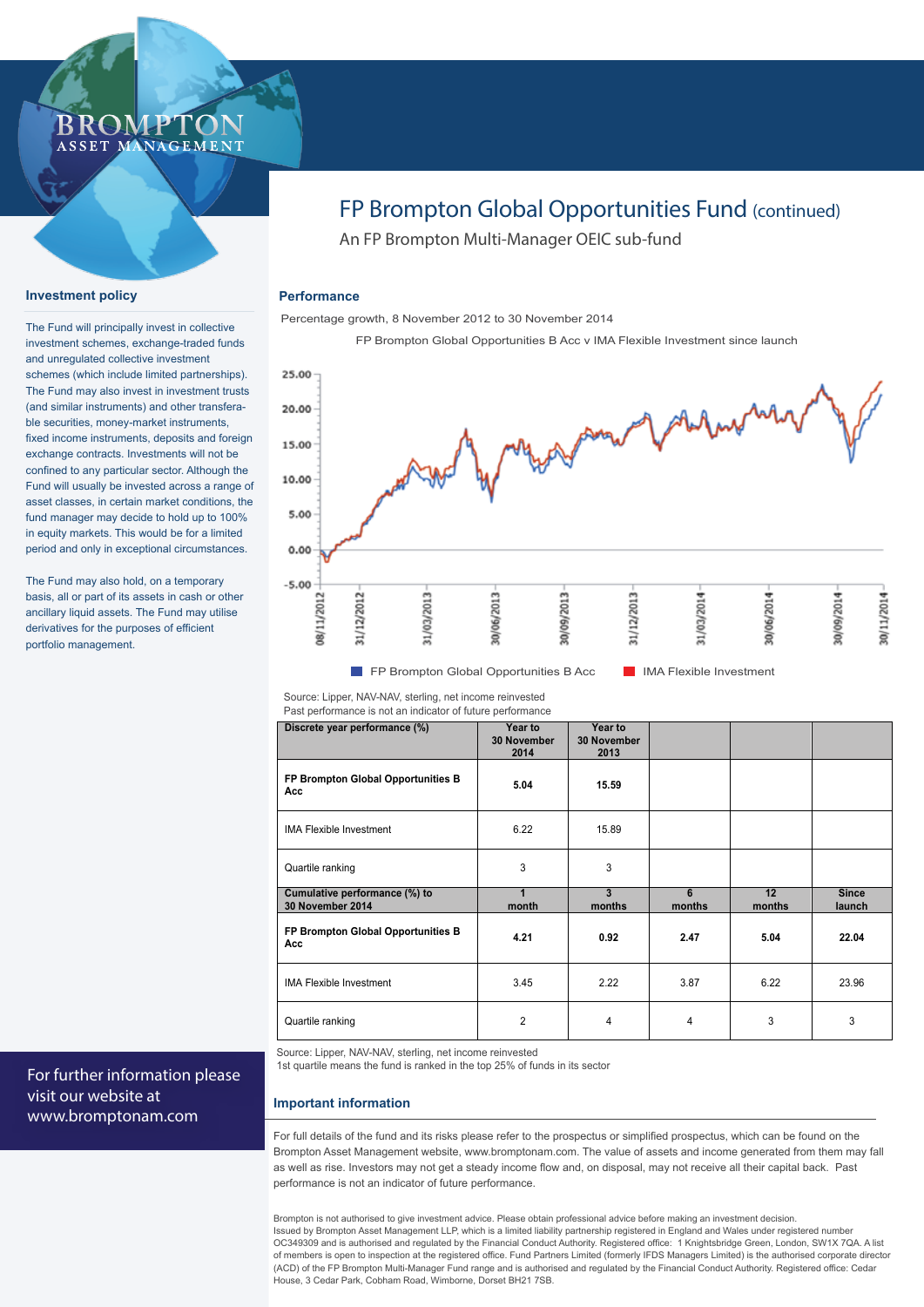BROMPTON
ASSET MANAGEMENT

# FP Brompton Global Opportunities Fund (continued)

An FP Brompton Multi-Manager OEIC sub-fund

## Investment policy

The Fund will principally invest in collective investment schemes, exchange-traded funds and unregulated collective investment schemes (which include limited partnerships). The Fund may also invest in investment trusts (and similar instruments) and other transferable securities, money-market instruments, fixed income instruments, deposits and foreign exchange contracts. Investments will not be confined to any particular sector. Although the Fund will usually be invested across a range of asset classes, in certain market conditions, the fund manager may decide to hold up to 100% in equity markets. This would be for a limited period and only in exceptional circumstances.

The Fund may also hold, on a temporary basis, all or part of its assets in cash or other ancillary liquid assets. The Fund may utilise derivatives for the purposes of efficient portfolio management.

## Performance

Percentage growth, 8 November 2012 to 30 November 2014

FP Brompton Global Opportunities B Acc v IMA Flexible Investment since launch

25.00
20.00
15.00
10.00
5.00
0.00
-5.00

08/11/2012
31/12/2012
31/03/2013
30/06/2013
30/09/2013
31/12/2013
31/03/2014
30/06/2014
30/09/2014
30/11/2014

FP Brompton Global Opportunities B Acc
IMA Flexible Investment

Source: Lipper, NAV-NAV, sterling, net income reinvested
Past performance is not an indicator of future performance

| Discrete year performance (%) | Year to 30 November 2014 | Year to 30 November 2013 | | | |
|---|---|---|---|---|---|
| **FP Brompton Global Opportunities B Acc** | **5.04** | **15.59** | | | |
| IMA Flexible Investment | 6.22 | 15.89 | | | |
| Quartile ranking | 3 | 3 | | | |
| **Cumulative performance (%) to 30 November 2014** | **1 month** | **3 months** | **6 months** | **12 months** | **Since launch** |
| **FP Brompton Global Opportunities B Acc** | **4.21** | **0.92** | **2.47** | **5.04** | **22.04** |
| IMA Flexible Investment | 3.45 | 2.22 | 3.87 | 6.22 | 23.96 |
| Quartile ranking | 2 | 4 | 4 | 3 | 3 |

Source: Lipper, NAV-NAV, sterling, net income reinvested
1st quartile means the fund is ranked in the top 25% of funds in its sector

For further information please visit our website at www.bromptonam.com

## Important information

For full details of the fund and its risks please refer to the prospectus or simplified prospectus, which can be found on the Brompton Asset Management website, www.bromptonam.com. The value of assets and income generated from them may fall as well as rise. Investors may not get a steady income flow and, on disposal, may not receive all their capital back. Past performance is not an indicator of future performance.

Brompton is not authorised to give investment advice. Please obtain professional advice before making an investment decision. Issued by Brompton Asset Management LLP, which is a limited liability partnership registered in England and Wales under registered number OC349309 and is authorised and regulated by the Financial Conduct Authority. Registered office: 1 Knightsbridge Green, London, SW1X 7QA. A list of members is open to inspection at the registered office. Fund Partners Limited (formerly IFDS Managers Limited) is the authorised corporate director (ACD) of the FP Brompton Multi-Manager Fund range and is authorised and regulated by the Financial Conduct Authority. Registered office: Cedar House, 3 Cedar Park, Cobham Road, Wimborne, Dorset BH21 7SB.